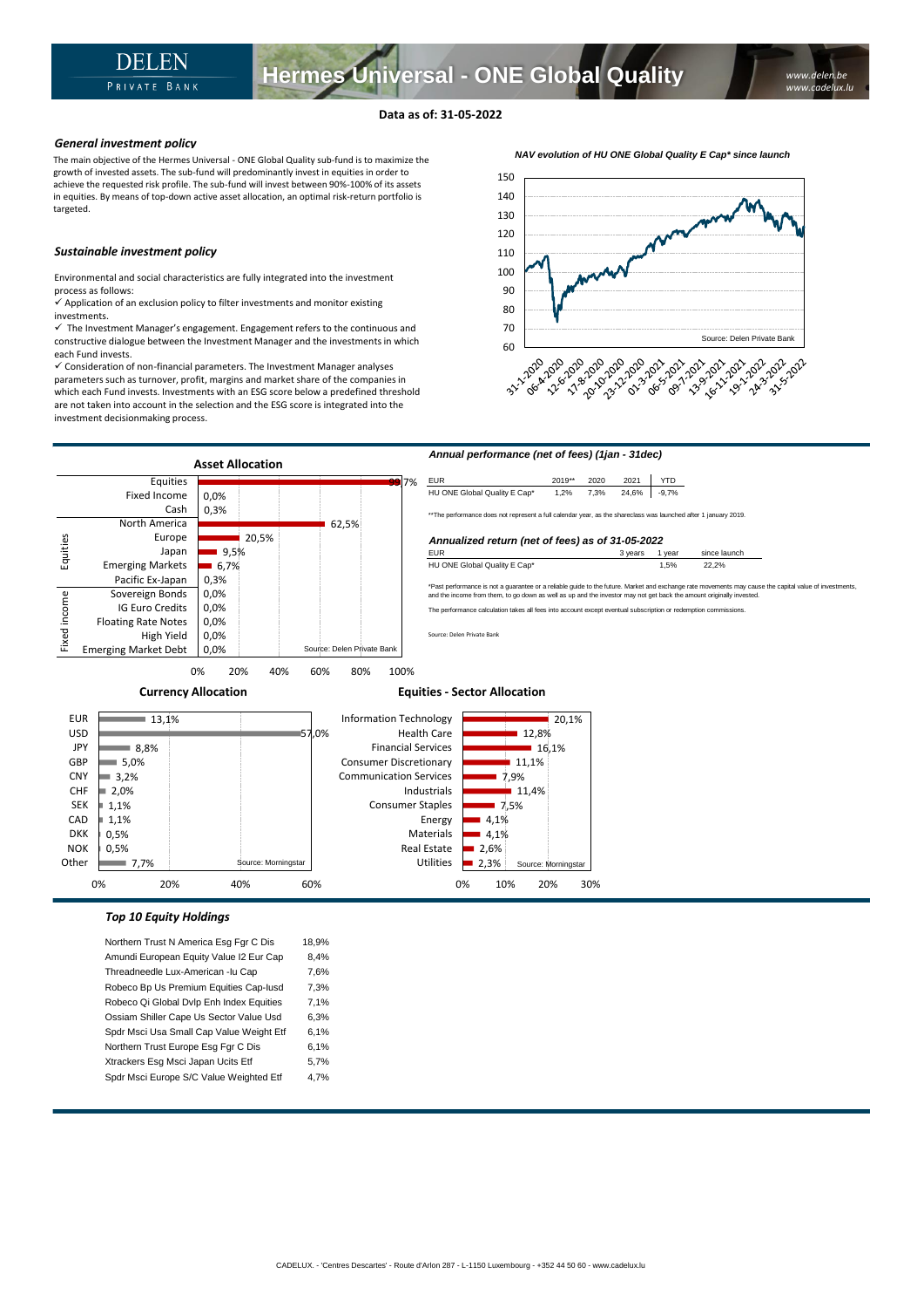# Hermes Universal - ONE Global Quality

DELEN PRIVATE BANK

www.delen.be
www.cadelux.lu

**Data as of: 31-05-2022**

### *General investment policy*

The main objective of the Hermes Universal - ONE Global Quality sub-fund is to maximize the growth of invested assets. The sub-fund will predominantly invest in equities in order to achieve the requested risk profile. The sub-fund will invest between 90%-100% of its assets in equities. By means of top-down active asset allocation, an optimal risk-return portfolio is targeted.

### *Sustainable investment policy*

Environmental and social characteristics are fully integrated into the investment process as follows:

✓ Application of an exclusion policy to filter investments and monitor existing investments.

✓ The Investment Manager's engagement. Engagement refers to the continuous and constructive dialogue between the Investment Manager and the investments in which each Fund invests.

✓ Consideration of non-financial parameters. The Investment Manager analyses parameters such as turnover, profit, margins and market share of the companies in which each Fund invests. Investments with an ESG score below a predefined threshold are not taken into account in the selection and the ESG score is integrated into the investment decisionmaking process.

*NAV evolution of HU ONE Global Quality E Cap* since launch*

Source: Delen Private Bank

### *Annual performance (net of fees) (1jan - 31dec)*

| EUR | 2019** | 2020 | 2021 | YTD |
|---|---|---|---|---|
| HU ONE Global Quality E Cap* | 1,2% | 7,3% | 24,6% | -9,7% |

**The performance does not represent a full calendar year, as the shareclass was launched after 1 january 2019.

### *Annualized return (net of fees) as of 31-05-2022*

| EUR | 3 years | 1 year | since launch |
|---|---|---|---|
| HU ONE Global Quality E Cap* | | 1,5% | 22,2% |

*Past performance is not a guarantee or a reliable guide to the future. Market and exchange rate movements may cause the capital value of investments, and the income from them, to go down as well as up and the investor may not get back the amount originally invested.

The performance calculation takes all fees into account except eventual subscription or redemption commissions.

Source: Delen Private Bank

### Asset Allocation

| | | |
|---|---|---|
| | Equities | 99,7% |
| | Fixed Income | 0,0% |
| | Cash | 0,3% |
| Equities | North America | 62,5% |
| | Europe | 20,5% |
| | Japan | 9,5% |
| | Emerging Markets | 6,7% |
| | Pacific Ex-Japan | 0,3% |
| Fixed income | Sovereign Bonds | 0,0% |
| | IG Euro Credits | 0,0% |
| | Floating Rate Notes | 0,0% |
| | High Yield | 0,0% |
| | Emerging Market Debt | 0,0% |

Source: Delen Private Bank

### Currency Allocation

| Currency | % |
|---|---|
| EUR | 13,1% |
| USD | 57,0% |
| JPY | 8,8% |
| GBP | 5,0% |
| CNY | 3,2% |
| CHF | 2,0% |
| SEK | 1,1% |
| CAD | 1,1% |
| DKK | 0,5% |
| NOK | 0,5% |
| Other | 7,7% |

Source: Morningstar

### Equities - Sector Allocation

| Sector | % |
|---|---|
| Information Technology | 20,1% |
| Health Care | 12,8% |
| Financial Services | 16,1% |
| Consumer Discretionary | 11,1% |
| Communication Services | 7,9% |
| Industrials | 11,4% |
| Consumer Staples | 7,5% |
| Energy | 4,1% |
| Materials | 4,1% |
| Real Estate | 2,6% |
| Utilities | 2,3% |

Source: Morningstar

### *Top 10 Equity Holdings*

| Holding | % |
|---|---|
| Northern Trust N America Esg Fgr C Dis | 18,9% |
| Amundi European Equity Value I2 Eur Cap | 8,4% |
| Threadneedle Lux-American -Iu Cap | 7,6% |
| Robeco Bp Us Premium Equities Cap-Iusd | 7,3% |
| Robeco Qi Global Dvlp Enh Index Equities | 7,1% |
| Ossiam Shiller Cape Us Sector Value Usd | 6,3% |
| Spdr Msci Usa Small Cap Value Weight Etf | 6,1% |
| Northern Trust Europe Esg Fgr C Dis | 6,1% |
| Xtrackers Esg Msci Japan Ucits Etf | 5,7% |
| Spdr Msci Europe S/C Value Weighted Etf | 4,7% |

CADELUX. - 'Centres Descartes' - Route d'Arlon 287 - L-1150 Luxembourg - +352 44 50 60 - www.cadelux.lu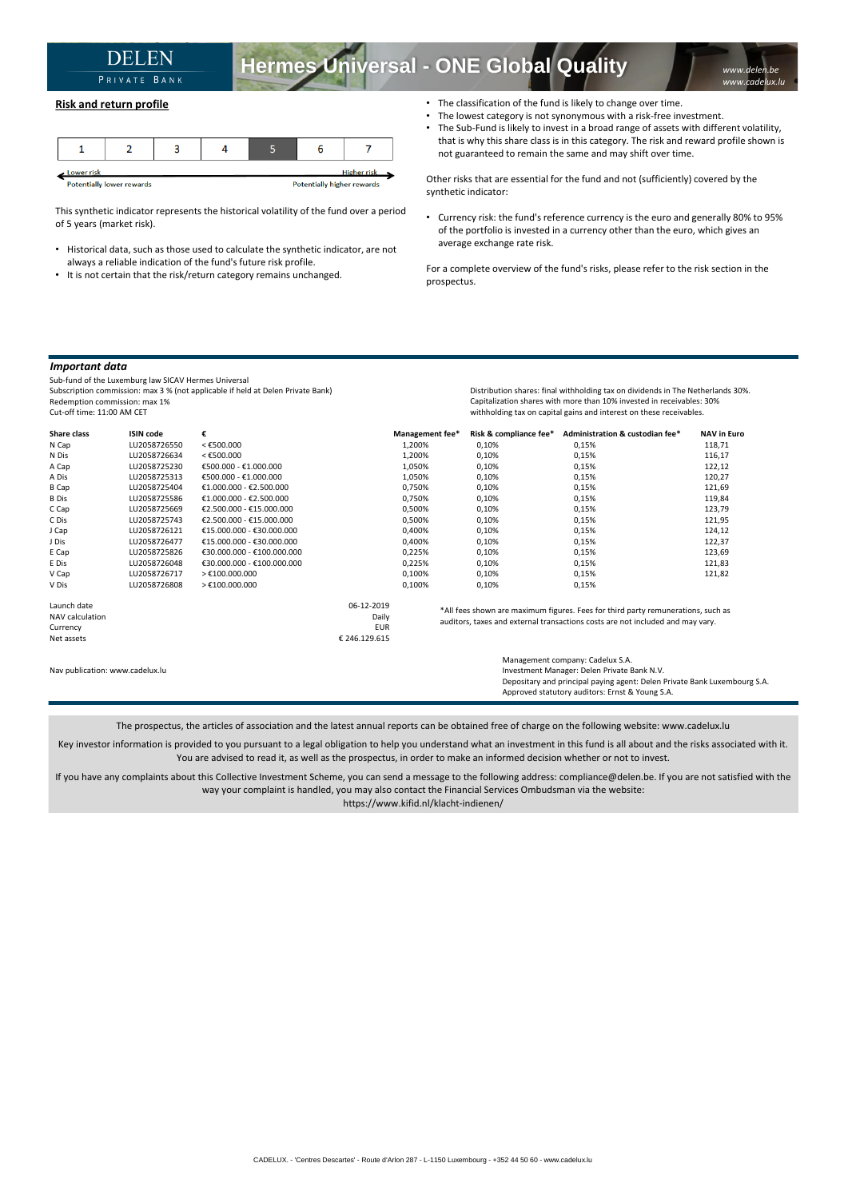DELEN PRIVATE BANK

# Hermes Universal - ONE Global Quality

www.delen.be
www.cadelux.lu

## Risk and return profile

| 1 | 2 | 3 | 4 | 5 | 6 | 7 |
|---|---|---|---|---|---|---|

Lower risk — Higher risk
Potentially lower rewards — Potentially higher rewards

This synthetic indicator represents the historical volatility of the fund over a period of 5 years (market risk).

- Historical data, such as those used to calculate the synthetic indicator, are not always a reliable indication of the fund's future risk profile.
- It is not certain that the risk/return category remains unchanged.
- The classification of the fund is likely to change over time.
- The lowest category is not synonymous with a risk-free investment.
- The Sub-Fund is likely to invest in a broad range of assets with different volatility, that is why this share class is in this category. The risk and reward profile shown is not guaranteed to remain the same and may shift over time.

Other risks that are essential for the fund and not (sufficiently) covered by the synthetic indicator:

- Currency risk: the fund's reference currency is the euro and generally 80% to 95% of the portfolio is invested in a currency other than the euro, which gives an average exchange rate risk.

For a complete overview of the fund's risks, please refer to the risk section in the prospectus.

## *Important data*

Sub-fund of the Luxemburg law SICAV Hermes Universal
Subscription commission: max 3 % (not applicable if held at Delen Private Bank)
Redemption commission: max 1%
Cut-off time: 11:00 AM CET

Distribution shares: final withholding tax on dividends in The Netherlands 30%.
Capitalization shares with more than 10% invested in receivables: 30% withholding tax on capital gains and interest on these receivables.

| Share class | ISIN code | € | Management fee* | Risk & compliance fee* | Administration & custodian fee* | NAV in Euro |
|---|---|---|---|---|---|---|
| N Cap | LU2058726550 | < €500.000 | 1,200% | 0,10% | 0,15% | 118,71 |
| N Dis | LU2058726634 | < €500.000 | 1,200% | 0,10% | 0,15% | 116,17 |
| A Cap | LU2058725230 | €500.000 - €1.000.000 | 1,050% | 0,10% | 0,15% | 122,12 |
| A Dis | LU2058725313 | €500.000 - €1.000.000 | 1,050% | 0,10% | 0,15% | 120,27 |
| B Cap | LU2058725404 | €1.000.000 - €2.500.000 | 0,750% | 0,10% | 0,15% | 121,69 |
| B Dis | LU2058725586 | €1.000.000 - €2.500.000 | 0,750% | 0,10% | 0,15% | 119,84 |
| C Cap | LU2058725669 | €2.500.000 - €15.000.000 | 0,500% | 0,10% | 0,15% | 123,79 |
| C Dis | LU2058725743 | €2.500.000 - €15.000.000 | 0,500% | 0,10% | 0,15% | 121,95 |
| J Cap | LU2058726121 | €15.000.000 - €30.000.000 | 0,400% | 0,10% | 0,15% | 124,12 |
| J Dis | LU2058726477 | €15.000.000 - €30.000.000 | 0,400% | 0,10% | 0,15% | 122,37 |
| E Cap | LU2058725826 | €30.000.000 - €100.000.000 | 0,225% | 0,10% | 0,15% | 123,69 |
| E Dis | LU2058726048 | €30.000.000 - €100.000.000 | 0,225% | 0,10% | 0,15% | 121,83 |
| V Cap | LU2058726717 | > €100.000.000 | 0,100% | 0,10% | 0,15% | 121,82 |
| V Dis | LU2058726808 | > €100.000.000 | 0,100% | 0,10% | 0,15% | |

| | |
|---|---|
| Launch date | 06-12-2019 |
| NAV calculation | Daily |
| Currency | EUR |
| Net assets | € 246.129.615 |

*All fees shown are maximum figures. Fees for third party remunerations, such as auditors, taxes and external transactions costs are not included and may vary.

Nav publication: www.cadelux.lu

Management company: Cadelux S.A.
Investment Manager: Delen Private Bank N.V.
Depositary and principal paying agent: Delen Private Bank Luxembourg S.A.
Approved statutory auditors: Ernst & Young S.A.

The prospectus, the articles of association and the latest annual reports can be obtained free of charge on the following website: www.cadelux.lu

Key investor information is provided to you pursuant to a legal obligation to help you understand what an investment in this fund is all about and the risks associated with it. You are advised to read it, as well as the prospectus, in order to make an informed decision whether or not to invest.

If you have any complaints about this Collective Investment Scheme, you can send a message to the following address: compliance@delen.be. If you are not satisfied with the way your complaint is handled, you may also contact the Financial Services Ombudsman via the website:
https://www.kifid.nl/klacht-indienen/

CADELUX. - 'Centres Descartes' - Route d'Arlon 287 - L-1150 Luxembourg - +352 44 50 60 - www.cadelux.lu